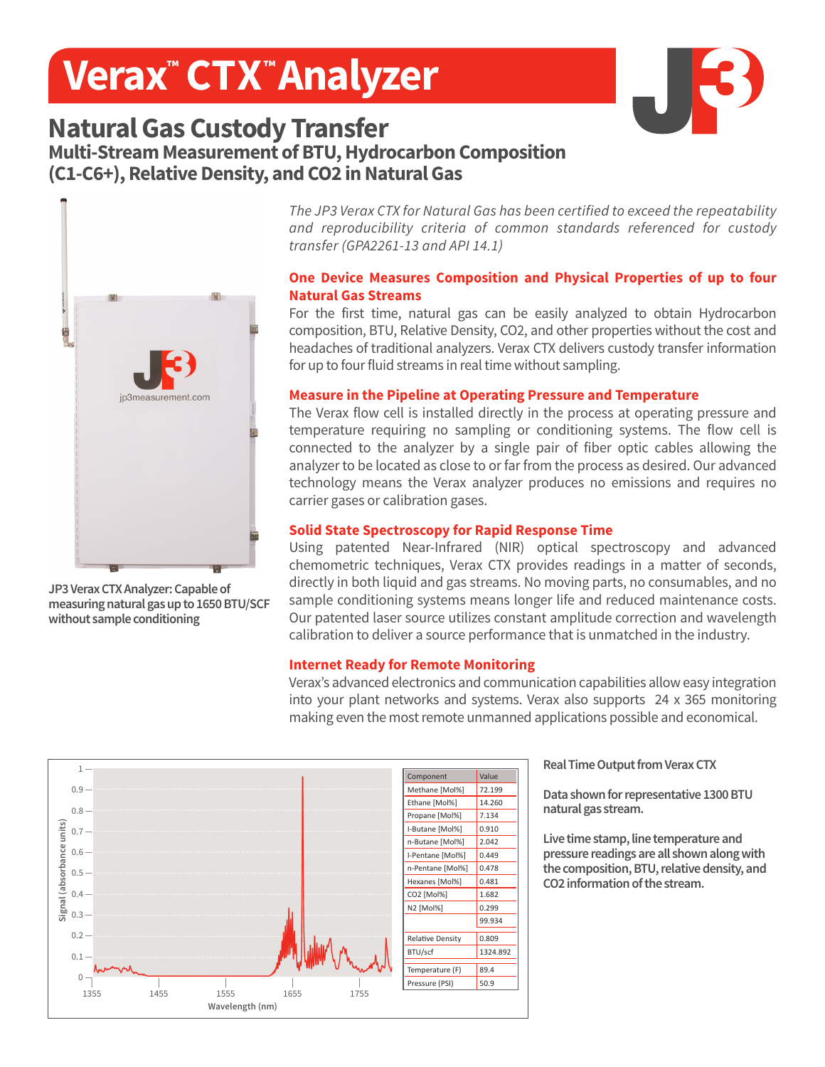# Verax™ CTX™ Analyzer

## Natural Gas Custody Transfer

### Multi-Stream Measurement of BTU, Hydrocarbon Composition (C1-C6+), Relative Density, and CO2 in Natural Gas

JP3 Verax CTX Analyzer: Capable of measuring natural gas up to 1650 BTU/SCF without sample conditioning

*The JP3 Verax CTX for Natural Gas has been certified to exceed the repeatability and reproducibility criteria of common standards referenced for custody transfer (GPA2261-13 and API 14.1)*

### One Device Measures Composition and Physical Properties of up to four Natural Gas Streams

For the first time, natural gas can be easily analyzed to obtain Hydrocarbon composition, BTU, Relative Density, CO2, and other properties without the cost and headaches of traditional analyzers. Verax CTX delivers custody transfer information for up to four fluid streams in real time without sampling.

### Measure in the Pipeline at Operating Pressure and Temperature

The Verax flow cell is installed directly in the process at operating pressure and temperature requiring no sampling or conditioning systems. The flow cell is connected to the analyzer by a single pair of fiber optic cables allowing the analyzer to be located as close to or far from the process as desired. Our advanced technology means the Verax analyzer produces no emissions and requires no carrier gases or calibration gases.

### Solid State Spectroscopy for Rapid Response Time

Using patented Near-Infrared (NIR) optical spectroscopy and advanced chemometric techniques, Verax CTX provides readings in a matter of seconds, directly in both liquid and gas streams. No moving parts, no consumables, and no sample conditioning systems means longer life and reduced maintenance costs. Our patented laser source utilizes constant amplitude correction and wavelength calibration to deliver a source performance that is unmatched in the industry.

### Internet Ready for Remote Monitoring

Verax's advanced electronics and communication capabilities allow easy integration into your plant networks and systems. Verax also supports 24 x 365 monitoring making even the most remote unmanned applications possible and economical.

| Component | Value |
|---|---|
| Methane [Mol%] | 72.199 |
| Ethane [Mol%] | 14.260 |
| Propane [Mol%] | 7.134 |
| I-Butane [Mol%] | 0.910 |
| n-Butane [Mol%] | 2.042 |
| I-Pentane [Mol%] | 0.449 |
| n-Pentane [Mol%] | 0.478 |
| Hexanes [Mol%] | 0.481 |
| CO2 [Mol%] | 1.682 |
| N2 [Mol%] | 0.299 |
| | 99.934 |
| Relative Density | 0.809 |
| BTU/scf | 1324.892 |
| Temperature (F) | 89.4 |
| Pressure (PSI) | 50.9 |

**Real Time Output from Verax CTX**

**Data shown for representative 1300 BTU natural gas stream.**

**Live time stamp, line temperature and pressure readings are all shown along with the composition, BTU, relative density, and CO2 information of the stream.**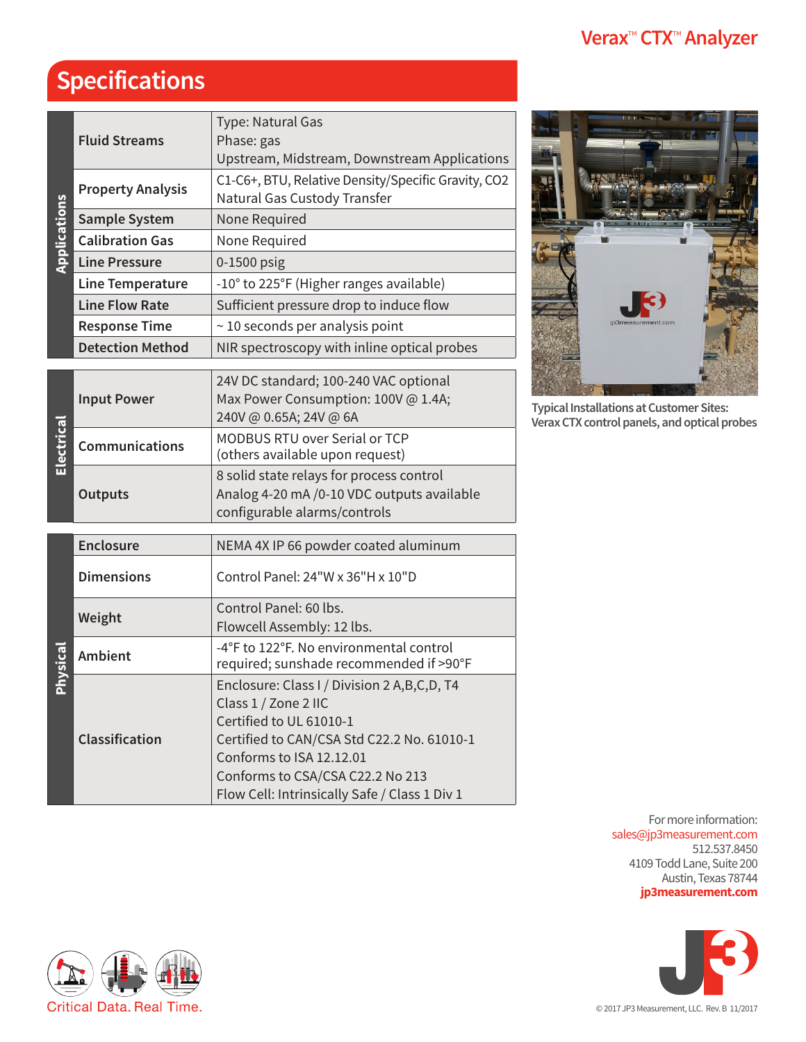# Specifications

| | | |
|---|---|---|
| **Applications** | **Fluid Streams** | Type: Natural Gas<br>Phase: gas<br>Upstream, Midstream, Downstream Applications |
| | **Property Analysis** | C1-C6+, BTU, Relative Density/Specific Gravity, CO2<br>Natural Gas Custody Transfer |
| | **Sample System** | None Required |
| | **Calibration Gas** | None Required |
| | **Line Pressure** | 0-1500 psig |
| | **Line Temperature** | -10° to 225°F (Higher ranges available) |
| | **Line Flow Rate** | Sufficient pressure drop to induce flow |
| | **Response Time** | ~ 10 seconds per analysis point |
| | **Detection Method** | NIR spectroscopy with inline optical probes |

| | | |
|---|---|---|
| **Electrical** | **Input Power** | 24V DC standard; 100-240 VAC optional<br>Max Power Consumption: 100V @ 1.4A;<br>240V @ 0.65A; 24V @ 6A |
| | **Communications** | MODBUS RTU over Serial or TCP<br>(others available upon request) |
| | **Outputs** | 8 solid state relays for process control<br>Analog 4-20 mA /0-10 VDC outputs available<br>configurable alarms/controls |

| | | |
|---|---|---|
| **Physical** | **Enclosure** | NEMA 4X IP 66 powder coated aluminum |
| | **Dimensions** | Control Panel: 24"W x 36"H x 10"D |
| | **Weight** | Control Panel: 60 lbs.<br>Flowcell Assembly: 12 lbs. |
| | **Ambient** | -4°F to 122°F. No environmental control required; sunshade recommended if >90°F |
| | **Classification** | Enclosure: Class I / Division 2 A,B,C,D, T4<br>Class 1 / Zone 2 IIC<br>Certified to UL 61010-1<br>Certified to CAN/CSA Std C22.2 No. 61010-1<br>Conforms to ISA 12.12.01<br>Conforms to CSA/CSA C22.2 No 213<br>Flow Cell: Intrinsically Safe / Class 1 Div 1 |

Typical Installations at Customer Sites: Verax CTX control panels, and optical probes

For more information:
sales@jp3measurement.com
512.537.8450
4109 Todd Lane, Suite 200
Austin, Texas 78744
**jp3measurement.com**

Critical Data. Real Time.

© 2017 JP3 Measurement, LLC. Rev. B 11/2017